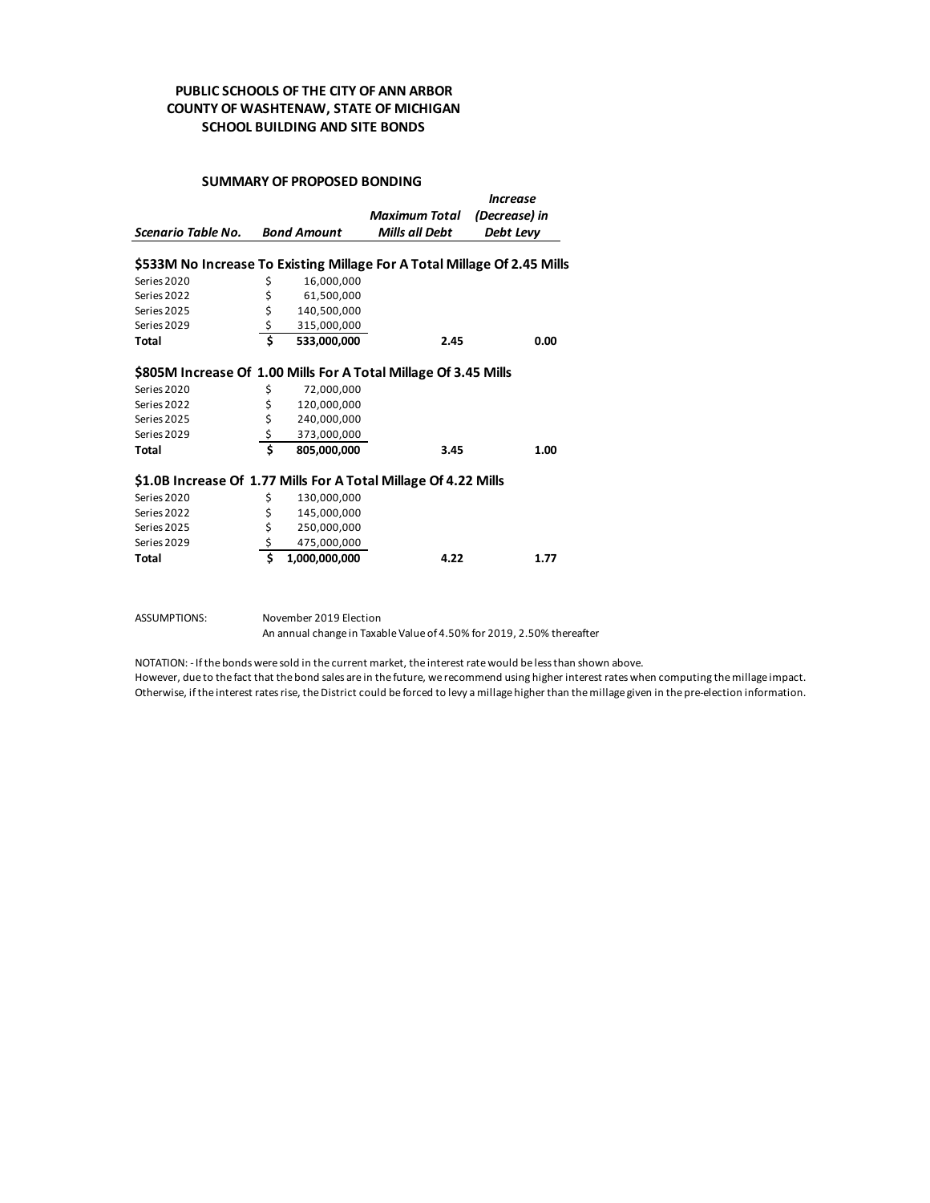# PUBLIC SCHOOLS OF THE CITY OF ANN ARBOR
## COUNTY OF WASHTENAW, STATE OF MICHIGAN
## SCHOOL BUILDING AND SITE BONDS

### SUMMARY OF PROPOSED BONDING

| *Scenario Table No.* | *Bond Amount* | *Maximum Total Mills all Debt* | *Increase (Decrease) in Debt Levy* |
|---|---|---|---|
| **\$533M No Increase To Existing Millage For A Total Millage Of 2.45 Mills** | | | |
| Series 2020 | $ 16,000,000 | | |
| Series 2022 | $ 61,500,000 | | |
| Series 2025 | $ 140,500,000 | | |
| Series 2029 | $ 315,000,000 | | |
| **Total** | **$ 533,000,000** | **2.45** | **0.00** |
| **\$805M Increase Of 1.00 Mills For A Total Millage Of 3.45 Mills** | | | |
| Series 2020 | $ 72,000,000 | | |
| Series 2022 | $ 120,000,000 | | |
| Series 2025 | $ 240,000,000 | | |
| Series 2029 | $ 373,000,000 | | |
| **Total** | **$ 805,000,000** | **3.45** | **1.00** |
| **\$1.0B Increase Of 1.77 Mills For A Total Millage Of 4.22 Mills** | | | |
| Series 2020 | $ 130,000,000 | | |
| Series 2022 | $ 145,000,000 | | |
| Series 2025 | $ 250,000,000 | | |
| Series 2029 | $ 475,000,000 | | |
| **Total** | **$ 1,000,000,000** | **4.22** | **1.77** |

ASSUMPTIONS:
November 2019 Election
An annual change in Taxable Value of 4.50% for 2019, 2.50% thereafter

NOTATION: - If the bonds were sold in the current market, the interest rate would be less than shown above.
However, due to the fact that the bond sales are in the future, we recommend using higher interest rates when computing the millage impact.
Otherwise, if the interest rates rise, the District could be forced to levy a millage higher than the millage given in the pre-election information.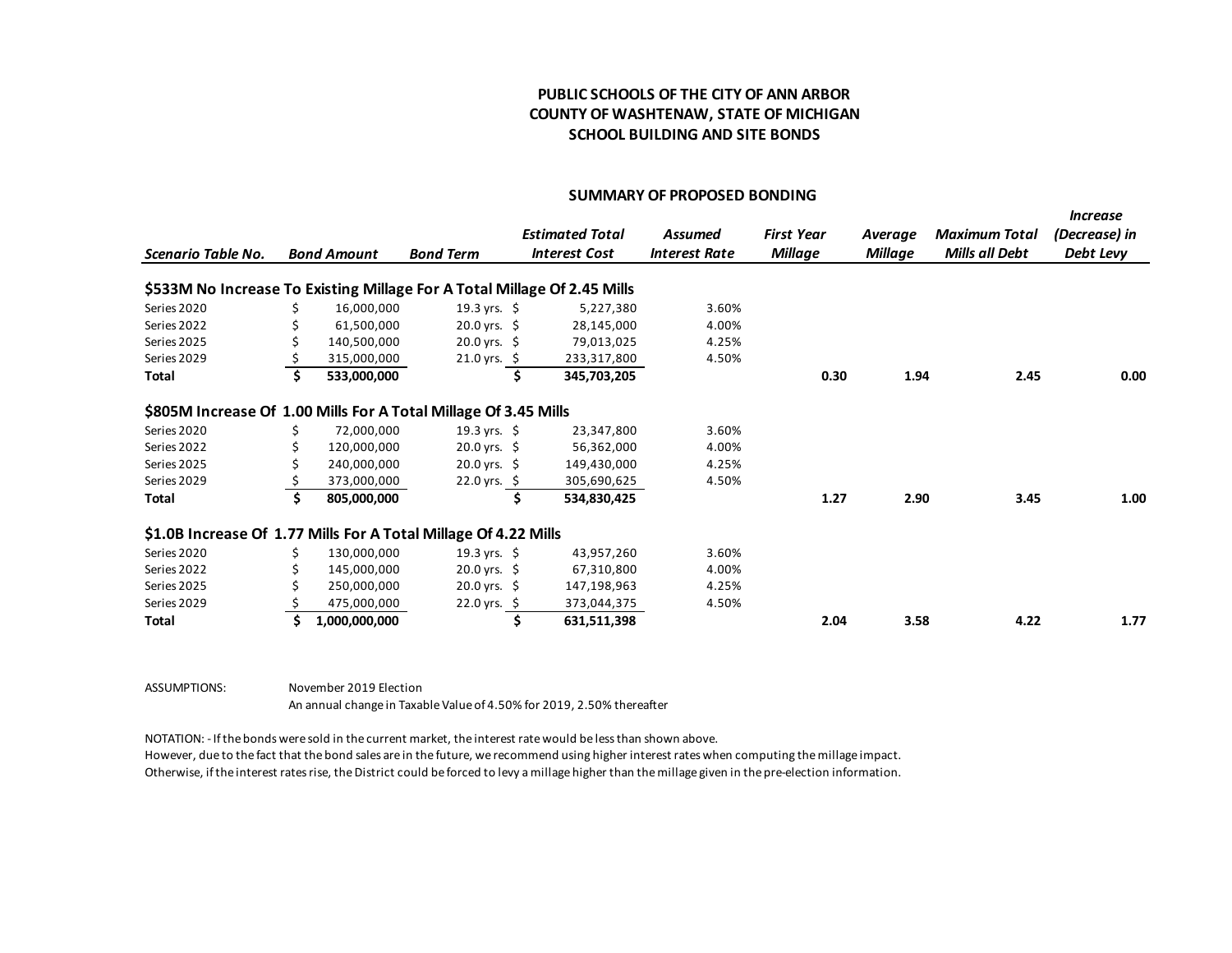# PUBLIC SCHOOLS OF THE CITY OF ANN ARBOR
# COUNTY OF WASHTENAW, STATE OF MICHIGAN
# SCHOOL BUILDING AND SITE BONDS

## SUMMARY OF PROPOSED BONDING

| *Scenario Table No.* | *Bond Amount* | *Bond Term* | *Estimated Total Interest Cost* | *Assumed Interest Rate* | *First Year Millage* | *Average Millage* | *Maximum Total Mills all Debt* | *Increase (Decrease) in Debt Levy* |
|---|---|---|---|---|---|---|---|---|
| **$533M No Increase To Existing Millage For A Total Millage Of 2.45 Mills** | | | | | | | | |
| Series 2020 | $ 16,000,000 | 19.3 yrs. | $ 5,227,380 | 3.60% | | | | |
| Series 2022 | $ 61,500,000 | 20.0 yrs. | $ 28,145,000 | 4.00% | | | | |
| Series 2025 | $ 140,500,000 | 20.0 yrs. | $ 79,013,025 | 4.25% | | | | |
| Series 2029 | $ 315,000,000 | 21.0 yrs. | $ 233,317,800 | 4.50% | | | | |
| **Total** | **$ 533,000,000** | | **$ 345,703,205** | | **0.30** | **1.94** | **2.45** | **0.00** |
| **$805M Increase Of 1.00 Mills For A Total Millage Of 3.45 Mills** | | | | | | | | |
| Series 2020 | $ 72,000,000 | 19.3 yrs. | $ 23,347,800 | 3.60% | | | | |
| Series 2022 | $ 120,000,000 | 20.0 yrs. | $ 56,362,000 | 4.00% | | | | |
| Series 2025 | $ 240,000,000 | 20.0 yrs. | $ 149,430,000 | 4.25% | | | | |
| Series 2029 | $ 373,000,000 | 22.0 yrs. | $ 305,690,625 | 4.50% | | | | |
| **Total** | **$ 805,000,000** | | **$ 534,830,425** | | **1.27** | **2.90** | **3.45** | **1.00** |
| **$1.0B Increase Of 1.77 Mills For A Total Millage Of 4.22 Mills** | | | | | | | | |
| Series 2020 | $ 130,000,000 | 19.3 yrs. | $ 43,957,260 | 3.60% | | | | |
| Series 2022 | $ 145,000,000 | 20.0 yrs. | $ 67,310,800 | 4.00% | | | | |
| Series 2025 | $ 250,000,000 | 20.0 yrs. | $ 147,198,963 | 4.25% | | | | |
| Series 2029 | $ 475,000,000 | 22.0 yrs. | $ 373,044,375 | 4.50% | | | | |
| **Total** | **$ 1,000,000,000** | | **$ 631,511,398** | | **2.04** | **3.58** | **4.22** | **1.77** |

ASSUMPTIONS: November 2019 Election
An annual change in Taxable Value of 4.50% for 2019, 2.50% thereafter

NOTATION: - If the bonds were sold in the current market, the interest rate would be less than shown above.
However, due to the fact that the bond sales are in the future, we recommend using higher interest rates when computing the millage impact.
Otherwise, if the interest rates rise, the District could be forced to levy a millage higher than the millage given in the pre-election information.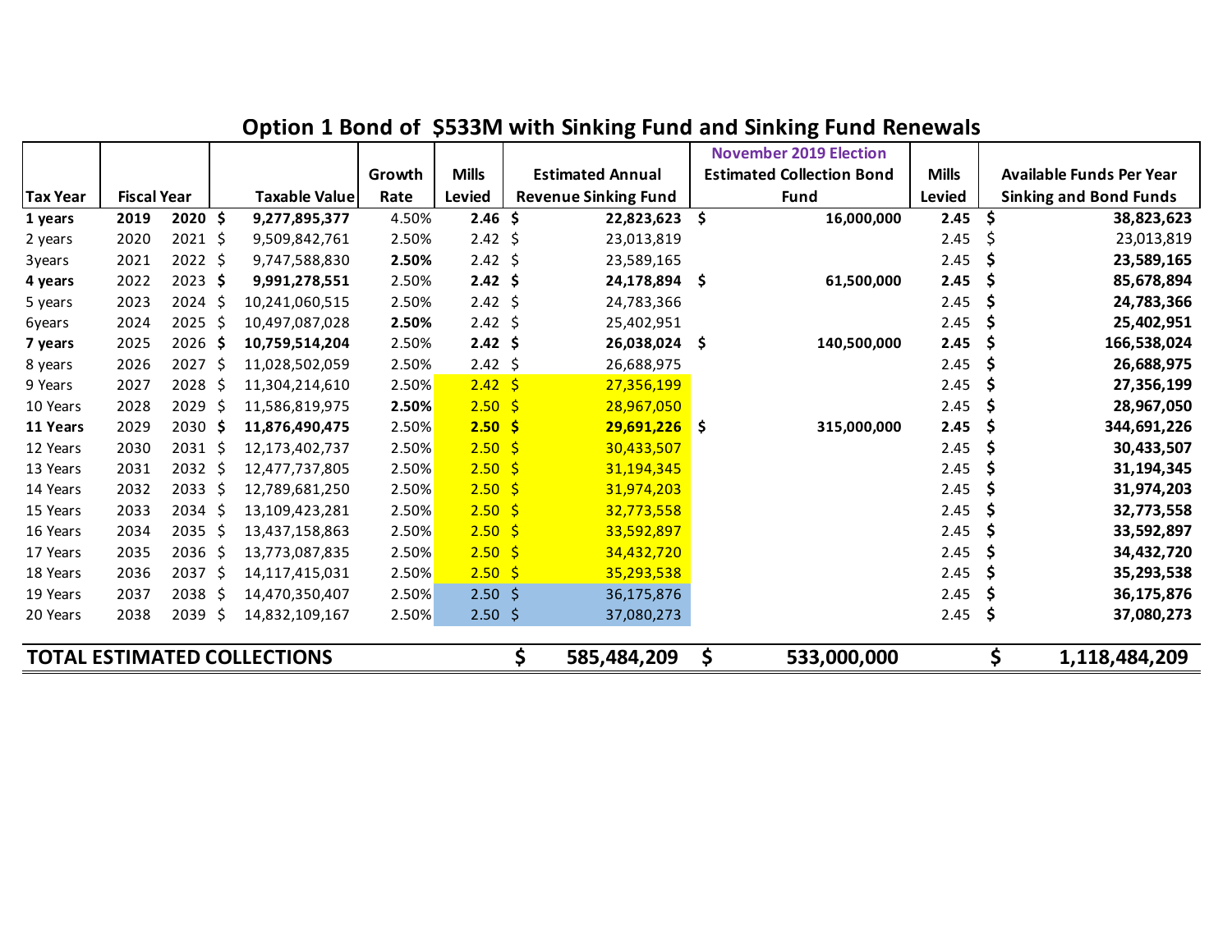## Option 1 Bond of $533M with Sinking Fund and Sinking Fund Renewals

| Tax Year | Fiscal Year | | Taxable Value | Growth Rate | Mills Levied | Estimated Annual Revenue Sinking Fund | November 2019 Election Estimated Collection Bond Fund | Mills Levied | Available Funds Per Year Sinking and Bond Funds |
|---|---|---|---|---|---|---|---|---|---|
| **1 years** | **2019** | **2020** | $ **9,277,895,377** | 4.50% | **2.46** | $ **22,823,623** | $ **16,000,000** | **2.45** | $ **38,823,623** |
| 2 years | 2020 | 2021 | $ 9,509,842,761 | 2.50% | 2.42 | $ 23,013,819 | | 2.45 | $ 23,013,819 |
| 3years | 2021 | 2022 | $ 9,747,588,830 | **2.50%** | 2.42 | $ 23,589,165 | | 2.45 | $ **23,589,165** |
| **4 years** | **2022** | **2023** | $ **9,991,278,551** | 2.50% | **2.42** | $ **24,178,894** | $ **61,500,000** | **2.45** | $ **85,678,894** |
| 5 years | 2023 | 2024 | $ 10,241,060,515 | 2.50% | 2.42 | $ 24,783,366 | | 2.45 | $ **24,783,366** |
| 6years | 2024 | 2025 | $ 10,497,087,028 | **2.50%** | 2.42 | $ 25,402,951 | | 2.45 | $ **25,402,951** |
| **7 years** | **2025** | **2026** | $ **10,759,514,204** | 2.50% | **2.42** | $ **26,038,024** | $ **140,500,000** | **2.45** | $ **166,538,024** |
| 8 years | 2026 | 2027 | $ 11,028,502,059 | 2.50% | 2.42 | $ 26,688,975 | | 2.45 | $ **26,688,975** |
| 9 Years | 2027 | 2028 | $ 11,304,214,610 | 2.50% | 2.42 | $ 27,356,199 | | 2.45 | $ **27,356,199** |
| 10 Years | 2028 | 2029 | $ 11,586,819,975 | **2.50%** | 2.50 | $ 28,967,050 | | 2.45 | $ **28,967,050** |
| **11 Years** | **2029** | **2030** | $ **11,876,490,475** | 2.50% | **2.50** | $ **29,691,226** | $ **315,000,000** | **2.45** | $ **344,691,226** |
| 12 Years | 2030 | 2031 | $ 12,173,402,737 | 2.50% | 2.50 | $ 30,433,507 | | 2.45 | $ **30,433,507** |
| 13 Years | 2031 | 2032 | $ 12,477,737,805 | 2.50% | 2.50 | $ 31,194,345 | | 2.45 | $ **31,194,345** |
| 14 Years | 2032 | 2033 | $ 12,789,681,250 | 2.50% | 2.50 | $ 31,974,203 | | 2.45 | $ **31,974,203** |
| 15 Years | 2033 | 2034 | $ 13,109,423,281 | 2.50% | 2.50 | $ 32,773,558 | | 2.45 | $ **32,773,558** |
| 16 Years | 2034 | 2035 | $ 13,437,158,863 | 2.50% | 2.50 | $ 33,592,897 | | 2.45 | $ **33,592,897** |
| 17 Years | 2035 | 2036 | $ 13,773,087,835 | 2.50% | 2.50 | $ 34,432,720 | | 2.45 | $ **34,432,720** |
| 18 Years | 2036 | 2037 | $ 14,117,415,031 | 2.50% | 2.50 | $ 35,293,538 | | 2.45 | $ **35,293,538** |
| 19 Years | 2037 | 2038 | $ 14,470,350,407 | 2.50% | 2.50 | $ 36,176,876 | | 2.45 | $ **36,175,876** |
| 20 Years | 2038 | 2039 | $ 14,832,109,167 | 2.50% | 2.50 | $ 37,080,273 | | 2.45 | $ **37,080,273** |
| **TOTAL ESTIMATED COLLECTIONS** | | | | | | $ **585,484,209** | $ **533,000,000** | | $ **1,118,484,209** |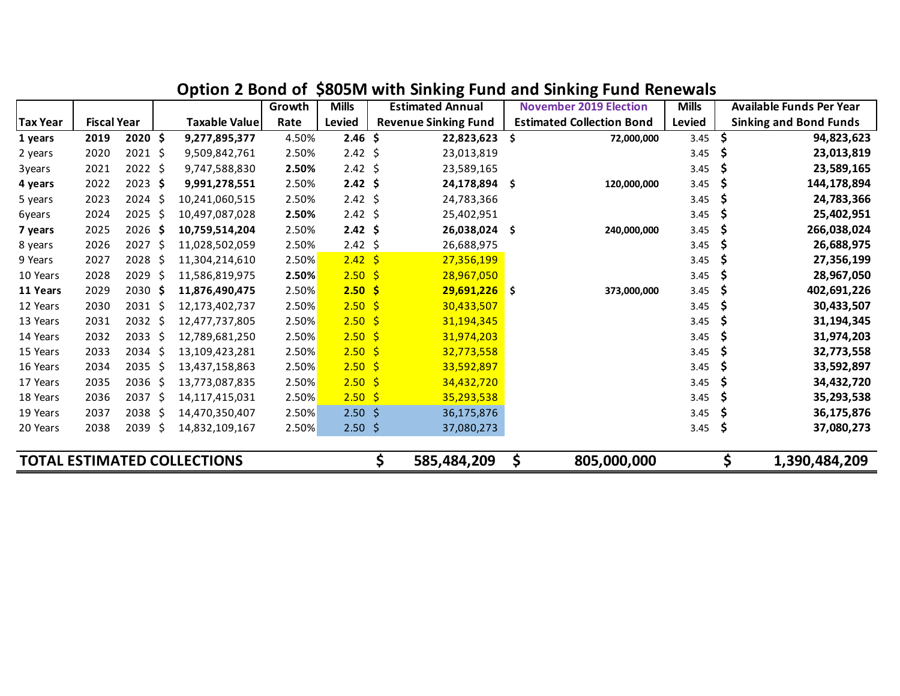## Option 2 Bond of $805M with Sinking Fund and Sinking Fund Renewals

| Tax Year | Fiscal Year | | Taxable Value | Growth Rate | Mills Levied | Estimated Annual Revenue Sinking Fund | November 2019 Election Estimated Collection Bond | Mills Levied | Available Funds Per Year Sinking and Bond Funds |
|---|---|---|---|---|---|---|---|---|---|
| **1 years** | **2019** | **2020** | **$ 9,277,895,377** | 4.50% | **2.46** | **$ 22,823,623** | $ 72,000,000 | 3.45 | **$ 94,823,623** |
| 2 years | 2020 | 2021 | $ 9,509,842,761 | 2.50% | 2.42 | $ 23,013,819 | | 3.45 | **$ 23,013,819** |
| 3years | 2021 | 2022 | $ 9,747,588,830 | **2.50%** | 2.42 | $ 23,589,165 | | 3.45 | **$ 23,589,165** |
| **4 years** | 2022 | 2023 | **$ 9,991,278,551** | 2.50% | **2.42** | **$ 24,178,894** | $ 120,000,000 | 3.45 | **$ 144,178,894** |
| 5 years | 2023 | 2024 | $ 10,241,060,515 | 2.50% | 2.42 | $ 24,783,366 | | 3.45 | **$ 24,783,366** |
| 6years | 2024 | 2025 | $ 10,497,087,028 | **2.50%** | 2.42 | $ 25,402,951 | | 3.45 | **$ 25,402,951** |
| **7 years** | 2025 | 2026 | **$ 10,759,514,204** | 2.50% | **2.42** | **$ 26,038,024** | $ 240,000,000 | 3.45 | **$ 266,038,024** |
| 8 years | 2026 | 2027 | $ 11,028,502,059 | 2.50% | 2.42 | $ 26,688,975 | | 3.45 | **$ 26,688,975** |
| 9 Years | 2027 | 2028 | $ 11,304,214,610 | 2.50% | 2.42 | $ 27,356,199 | | 3.45 | **$ 27,356,199** |
| 10 Years | 2028 | 2029 | $ 11,586,819,975 | **2.50%** | 2.50 | $ 28,967,050 | | 3.45 | **$ 28,967,050** |
| **11 Years** | 2029 | 2030 | **$ 11,876,490,475** | 2.50% | **2.50** | **$ 29,691,226** | $ 373,000,000 | 3.45 | **$ 402,691,226** |
| 12 Years | 2030 | 2031 | $ 12,173,402,737 | 2.50% | 2.50 | $ 30,433,507 | | 3.45 | **$ 30,433,507** |
| 13 Years | 2031 | 2032 | $ 12,477,737,805 | 2.50% | 2.50 | $ 31,194,345 | | 3.45 | **$ 31,194,345** |
| 14 Years | 2032 | 2033 | $ 12,789,681,250 | 2.50% | 2.50 | $ 31,974,203 | | 3.45 | **$ 31,974,203** |
| 15 Years | 2033 | 2034 | $ 13,109,423,281 | 2.50% | 2.50 | $ 32,773,558 | | 3.45 | **$ 32,773,558** |
| 16 Years | 2034 | 2035 | $ 13,437,158,863 | 2.50% | 2.50 | $ 33,592,897 | | 3.45 | **$ 33,592,897** |
| 17 Years | 2035 | 2036 | $ 13,773,087,835 | 2.50% | 2.50 | $ 34,432,720 | | 3.45 | **$ 34,432,720** |
| 18 Years | 2036 | 2037 | $ 14,117,415,031 | 2.50% | 2.50 | $ 35,293,538 | | 3.45 | **$ 35,293,538** |
| 19 Years | 2037 | 2038 | $ 14,470,350,407 | 2.50% | 2.50 | $ 36,175,876 | | 3.45 | **$ 36,175,876** |
| 20 Years | 2038 | 2039 | $ 14,832,109,167 | 2.50% | 2.50 | $ 37,080,273 | | 3.45 | **$ 37,080,273** |
| **TOTAL ESTIMATED COLLECTIONS** | | | | | | **$ 585,484,209** | **$ 805,000,000** | | **$ 1,390,484,209** |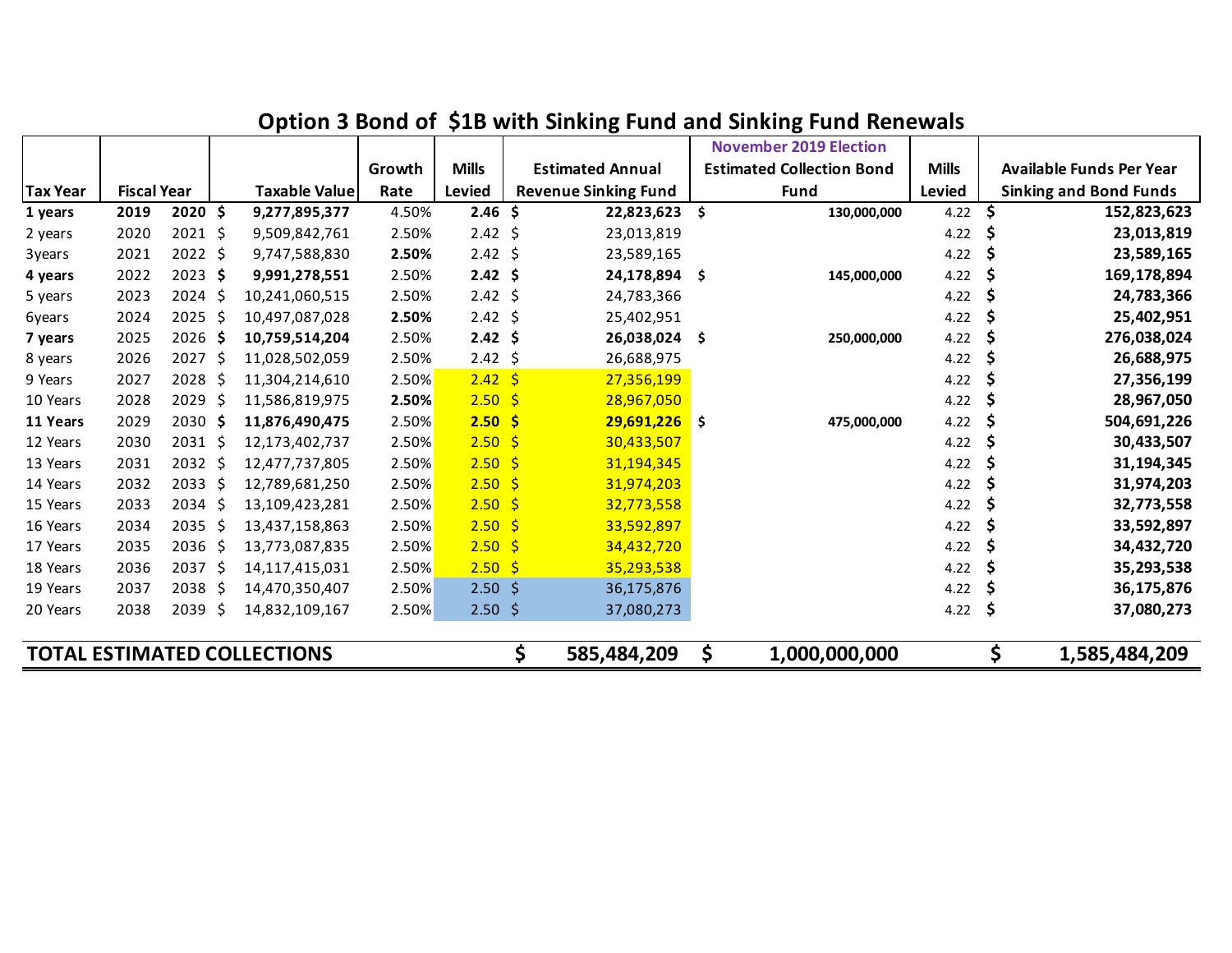## Option 3 Bond of $1B with Sinking Fund and Sinking Fund Renewals

| Tax Year | Fiscal Year | | Taxable Value | Growth Rate | Mills Levied | Estimated Annual Revenue Sinking Fund | November 2019 Election Estimated Collection Bond Fund | Mills Levied | Available Funds Per Year Sinking and Bond Funds |
|---|---|---|---|---|---|---|---|---|---|
| **1 years** | **2019** | **2020** | $ **9,277,895,377** | 4.50% | **2.46** | $ **22,823,623** | $ 130,000,000 | 4.22 | $ **152,823,623** |
| 2 years | 2020 | 2021 | $ 9,509,842,761 | 2.50% | 2.42 | $ 23,013,819 | | 4.22 | $ **23,013,819** |
| 3years | 2021 | 2022 | $ 9,747,588,830 | **2.50%** | 2.42 | $ 23,589,165 | | 4.22 | $ **23,589,165** |
| **4 years** | 2022 | 2023 | $ **9,991,278,551** | 2.50% | **2.42** | $ **24,178,894** | $ 145,000,000 | 4.22 | $ **169,178,894** |
| 5 years | 2023 | 2024 | $ 10,241,060,515 | 2.50% | 2.42 | $ 24,783,366 | | 4.22 | $ **24,783,366** |
| 6years | 2024 | 2025 | $ 10,497,087,028 | **2.50%** | 2.42 | $ 25,402,951 | | 4.22 | $ **25,402,951** |
| **7 years** | 2025 | 2026 | $ **10,759,514,204** | 2.50% | **2.42** | $ **26,038,024** | $ 250,000,000 | 4.22 | $ **276,038,024** |
| 8 years | 2026 | 2027 | $ 11,028,502,059 | 2.50% | 2.42 | $ 26,688,975 | | 4.22 | $ **26,688,975** |
| 9 Years | 2027 | 2028 | $ 11,304,214,610 | 2.50% | 2.42 | $ 27,356,199 | | 4.22 | $ **27,356,199** |
| 10 Years | 2028 | 2029 | $ 11,586,819,975 | **2.50%** | 2.50 | $ 28,967,050 | | 4.22 | $ **28,967,050** |
| **11 Years** | 2029 | 2030 | $ **11,876,490,475** | 2.50% | **2.50** | $ **29,691,226** | $ 475,000,000 | 4.22 | $ **504,691,226** |
| 12 Years | 2030 | 2031 | $ 12,173,402,737 | 2.50% | 2.50 | $ 30,433,507 | | 4.22 | $ **30,433,507** |
| 13 Years | 2031 | 2032 | $ 12,477,737,805 | 2.50% | 2.50 | $ 31,194,345 | | 4.22 | $ **31,194,345** |
| 14 Years | 2032 | 2033 | $ 12,789,681,250 | 2.50% | 2.50 | $ 31,974,203 | | 4.22 | $ **31,974,203** |
| 15 Years | 2033 | 2034 | $ 13,109,423,281 | 2.50% | 2.50 | $ 32,773,558 | | 4.22 | $ **32,773,558** |
| 16 Years | 2034 | 2035 | $ 13,437,158,863 | 2.50% | 2.50 | $ 33,592,897 | | 4.22 | $ **33,592,897** |
| 17 Years | 2035 | 2036 | $ 13,773,087,835 | 2.50% | 2.50 | $ 34,432,720 | | 4.22 | $ **34,432,720** |
| 18 Years | 2036 | 2037 | $ 14,117,415,031 | 2.50% | 2.50 | $ 35,293,538 | | 4.22 | $ **35,293,538** |
| 19 Years | 2037 | 2038 | $ 14,470,350,407 | 2.50% | 2.50 | $ 36,175,876 | | 4.22 | $ **36,175,876** |
| 20 Years | 2038 | 2039 | $ 14,832,109,167 | 2.50% | 2.50 | $ 37,080,273 | | 4.22 | $ **37,080,273** |
| **TOTAL ESTIMATED COLLECTIONS** | | | | | | $ **585,484,209** | $ **1,000,000,000** | | $ **1,585,484,209** |